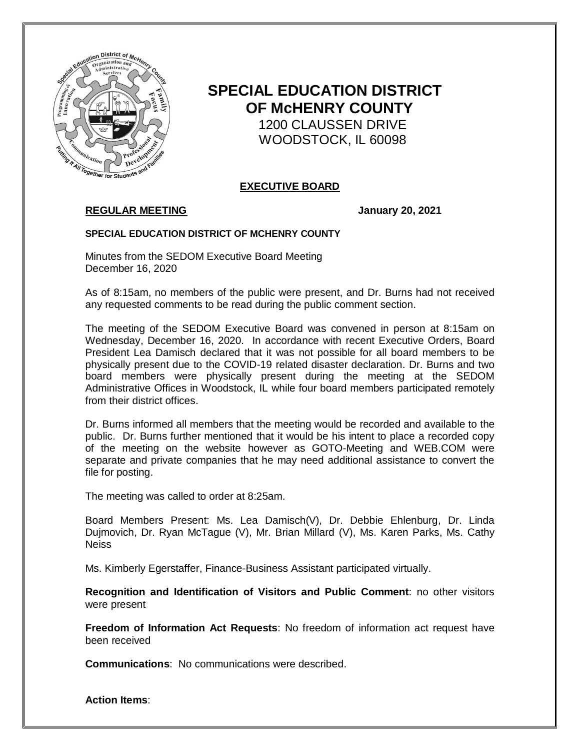# SPECIAL EDUCATION DISTRICT OF McHENRY COUNTY

1200 CLAUSSEN DRIVE
WOODSTOCK, IL 60098

## EXECUTIVE BOARD

**REGULAR MEETING** **January 20, 2021**

**SPECIAL EDUCATION DISTRICT OF MCHENRY COUNTY**

Minutes from the SEDOM Executive Board Meeting
December 16, 2020

As of 8:15am, no members of the public were present, and Dr. Burns had not received any requested comments to be read during the public comment section.

The meeting of the SEDOM Executive Board was convened in person at 8:15am on Wednesday, December 16, 2020. In accordance with recent Executive Orders, Board President Lea Damisch declared that it was not possible for all board members to be physically present due to the COVID-19 related disaster declaration. Dr. Burns and two board members were physically present during the meeting at the SEDOM Administrative Offices in Woodstock, IL while four board members participated remotely from their district offices.

Dr. Burns informed all members that the meeting would be recorded and available to the public. Dr. Burns further mentioned that it would be his intent to place a recorded copy of the meeting on the website however as GOTO-Meeting and WEB.COM were separate and private companies that he may need additional assistance to convert the file for posting.

The meeting was called to order at 8:25am.

Board Members Present: Ms. Lea Damisch(V), Dr. Debbie Ehlenburg, Dr. Linda Dujmovich, Dr. Ryan McTague (V), Mr. Brian Millard (V), Ms. Karen Parks, Ms. Cathy Neiss

Ms. Kimberly Egerstaffer, Finance-Business Assistant participated virtually.

**Recognition and Identification of Visitors and Public Comment**: no other visitors were present

**Freedom of Information Act Requests**: No freedom of information act request have been received

**Communications**: No communications were described.

**Action Items**: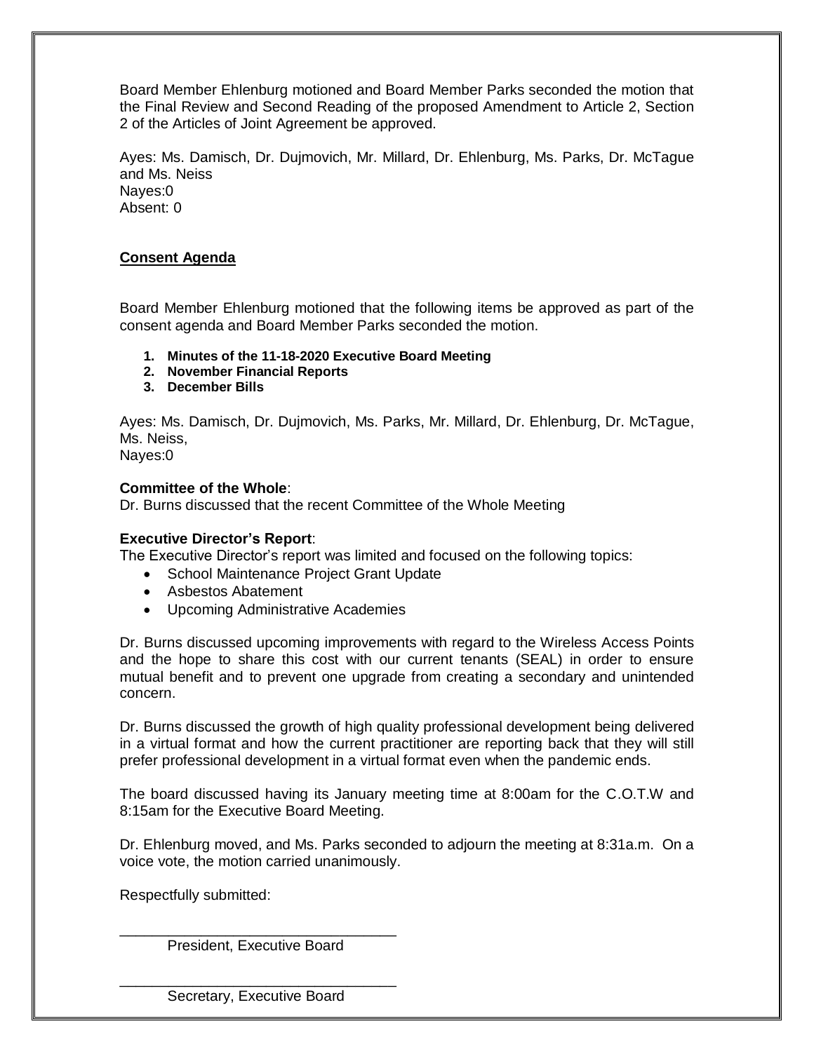Board Member Ehlenburg motioned and Board Member Parks seconded the motion that the Final Review and Second Reading of the proposed Amendment to Article 2, Section 2 of the Articles of Joint Agreement be approved.

Ayes: Ms. Damisch, Dr. Dujmovich, Mr. Millard, Dr. Ehlenburg, Ms. Parks, Dr. McTague and Ms. Neiss
Nayes:0
Absent: 0

**Consent Agenda**

Board Member Ehlenburg motioned that the following items be approved as part of the consent agenda and Board Member Parks seconded the motion.

1. **Minutes of the 11-18-2020 Executive Board Meeting**
2. **November Financial Reports**
3. **December Bills**

Ayes: Ms. Damisch, Dr. Dujmovich, Ms. Parks, Mr. Millard, Dr. Ehlenburg, Dr. McTague, Ms. Neiss,
Nayes:0

**Committee of the Whole**:
Dr. Burns discussed that the recent Committee of the Whole Meeting

**Executive Director's Report**:
The Executive Director's report was limited and focused on the following topics:

- School Maintenance Project Grant Update
- Asbestos Abatement
- Upcoming Administrative Academies

Dr. Burns discussed upcoming improvements with regard to the Wireless Access Points and the hope to share this cost with our current tenants (SEAL) in order to ensure mutual benefit and to prevent one upgrade from creating a secondary and unintended concern.

Dr. Burns discussed the growth of high quality professional development being delivered in a virtual format and how the current practitioner are reporting back that they will still prefer professional development in a virtual format even when the pandemic ends.

The board discussed having its January meeting time at 8:00am for the C.O.T.W and 8:15am for the Executive Board Meeting.

Dr. Ehlenburg moved, and Ms. Parks seconded to adjourn the meeting at 8:31a.m. On a voice vote, the motion carried unanimously.

Respectfully submitted:

\_\_\_\_\_\_\_\_\_\_\_\_\_\_\_\_\_\_\_\_\_\_\_\_\_\_\_\_\_\_\_\_\_\_
President, Executive Board

\_\_\_\_\_\_\_\_\_\_\_\_\_\_\_\_\_\_\_\_\_\_\_\_\_\_\_\_\_\_\_\_\_\_
Secretary, Executive Board